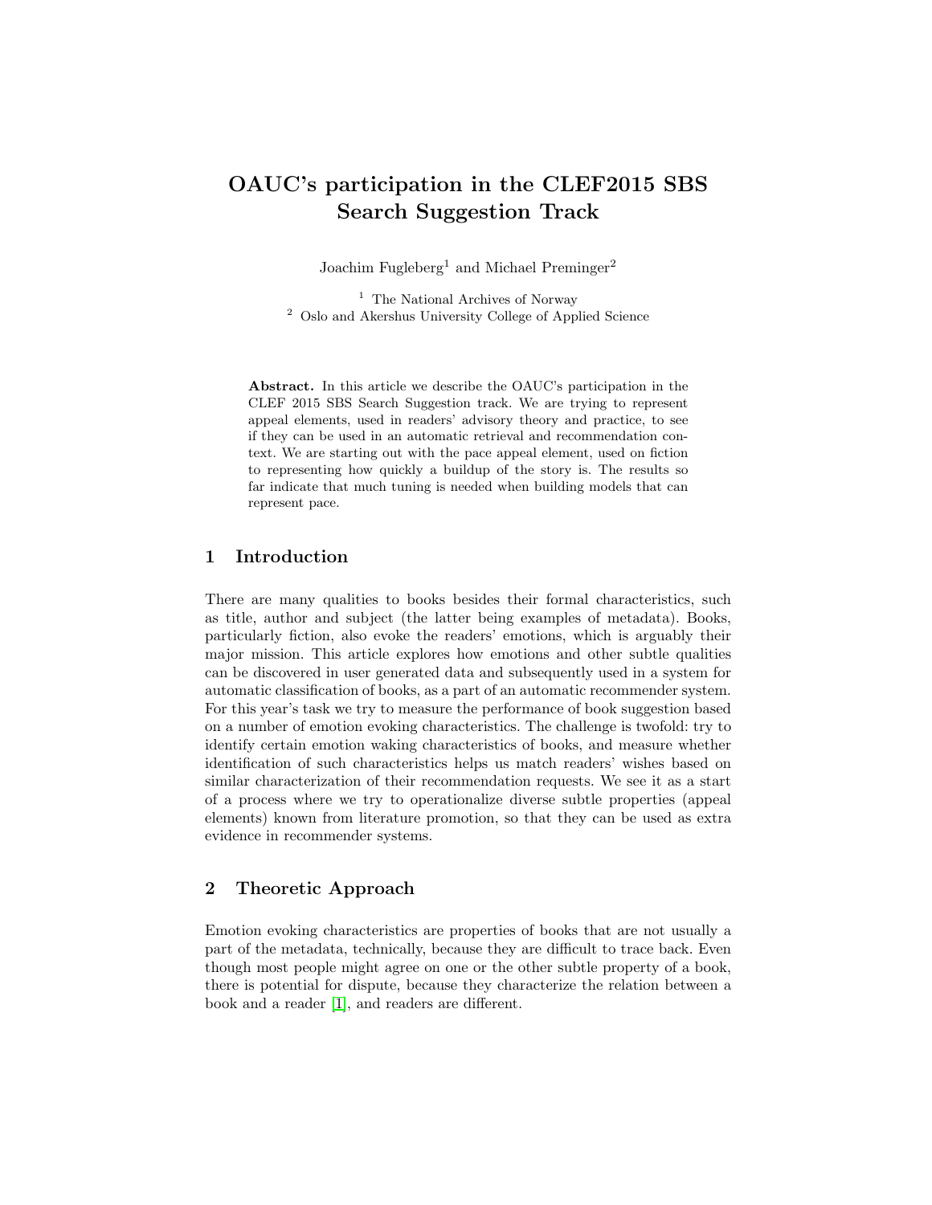# OAUC's participation in the CLEF2015 SBS Search Suggestion Track

Joachim Fugleberg[1] and Michael Preminger[2]

[1] The National Archives of Norway
[2] Oslo and Akershus University College of Applied Science

**Abstract.** In this article we describe the OAUC's participation in the CLEF 2015 SBS Search Suggestion track. We are trying to represent appeal elements, used in readers' advisory theory and practice, to see if they can be used in an automatic retrieval and recommendation context. We are starting out with the pace appeal element, used on fiction to representing how quickly a buildup of the story is. The results so far indicate that much tuning is needed when building models that can represent pace.

## 1 Introduction

There are many qualities to books besides their formal characteristics, such as title, author and subject (the latter being examples of metadata). Books, particularly fiction, also evoke the readers' emotions, which is arguably their major mission. This article explores how emotions and other subtle qualities can be discovered in user generated data and subsequently used in a system for automatic classification of books, as a part of an automatic recommender system. For this year's task we try to measure the performance of book suggestion based on a number of emotion evoking characteristics. The challenge is twofold: try to identify certain emotion waking characteristics of books, and measure whether identification of such characteristics helps us match readers' wishes based on similar characterization of their recommendation requests. We see it as a start of a process where we try to operationalize diverse subtle properties (appeal elements) known from literature promotion, so that they can be used as extra evidence in recommender systems.

## 2 Theoretic Approach

Emotion evoking characteristics are properties of books that are not usually a part of the metadata, technically, because they are difficult to trace back. Even though most people might agree on one or the other subtle property of a book, there is potential for dispute, because they characterize the relation between a book and a reader [1], and readers are different.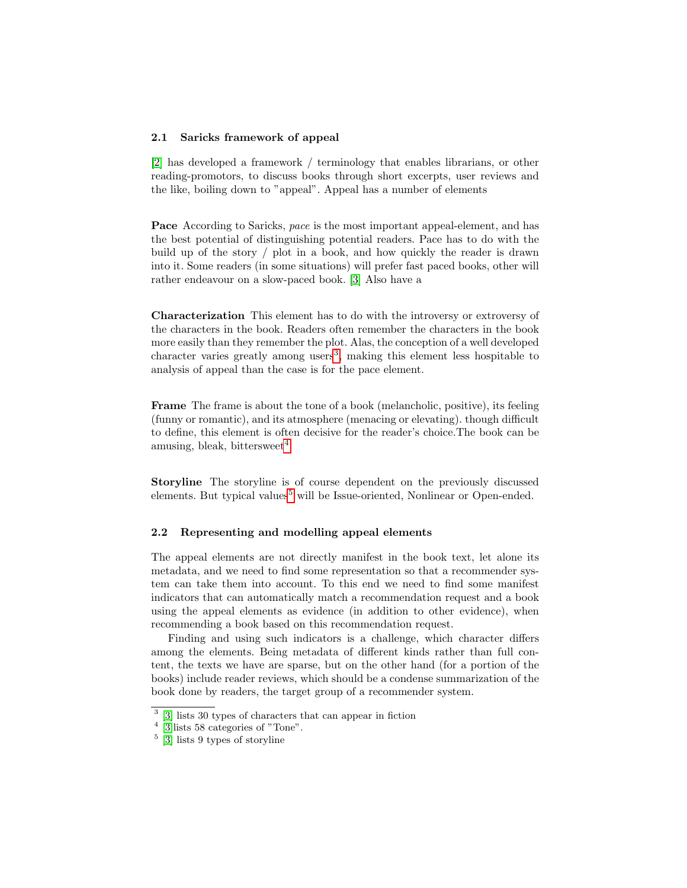### 2.1 Saricks framework of appeal

[2] has developed a framework / terminology that enables librarians, or other reading-promotors, to discuss books through short excerpts, user reviews and the like, boiling down to "appeal". Appeal has a number of elements

**Pace** According to Saricks, *pace* is the most important appeal-element, and has the best potential of distinguishing potential readers. Pace has to do with the build up of the story / plot in a book, and how quickly the reader is drawn into it. Some readers (in some situations) will prefer fast paced books, other will rather endeavour on a slow-paced book. [3] Also have a

**Characterization** This element has to do with the introversy or extroversy of the characters in the book. Readers often remember the characters in the book more easily than they remember the plot. Alas, the conception of a well developed character varies greatly among users[3], making this element less hospitable to analysis of appeal than the case is for the pace element.

**Frame** The frame is about the tone of a book (melancholic, positive), its feeling (funny or romantic), and its atmosphere (menacing or elevating). though difficult to define, this element is often decisive for the reader's choice.The book can be amusing, bleak, bittersweet[4]

**Storyline** The storyline is of course dependent on the previously discussed elements. But typical values[5] will be Issue-oriented, Nonlinear or Open-ended.

### 2.2 Representing and modelling appeal elements

The appeal elements are not directly manifest in the book text, let alone its metadata, and we need to find some representation so that a recommender system can take them into account. To this end we need to find some manifest indicators that can automatically match a recommendation request and a book using the appeal elements as evidence (in addition to other evidence), when recommending a book based on this recommendation request.

Finding and using such indicators is a challenge, which character differs among the elements. Being metadata of different kinds rather than full content, the texts we have are sparse, but on the other hand (for a portion of the books) include reader reviews, which should be a condense summarization of the book done by readers, the target group of a recommender system.

[3] [3] lists 30 types of characters that can appear in fiction

[4] [3]lists 58 categories of "Tone".

[5] [3] lists 9 types of storyline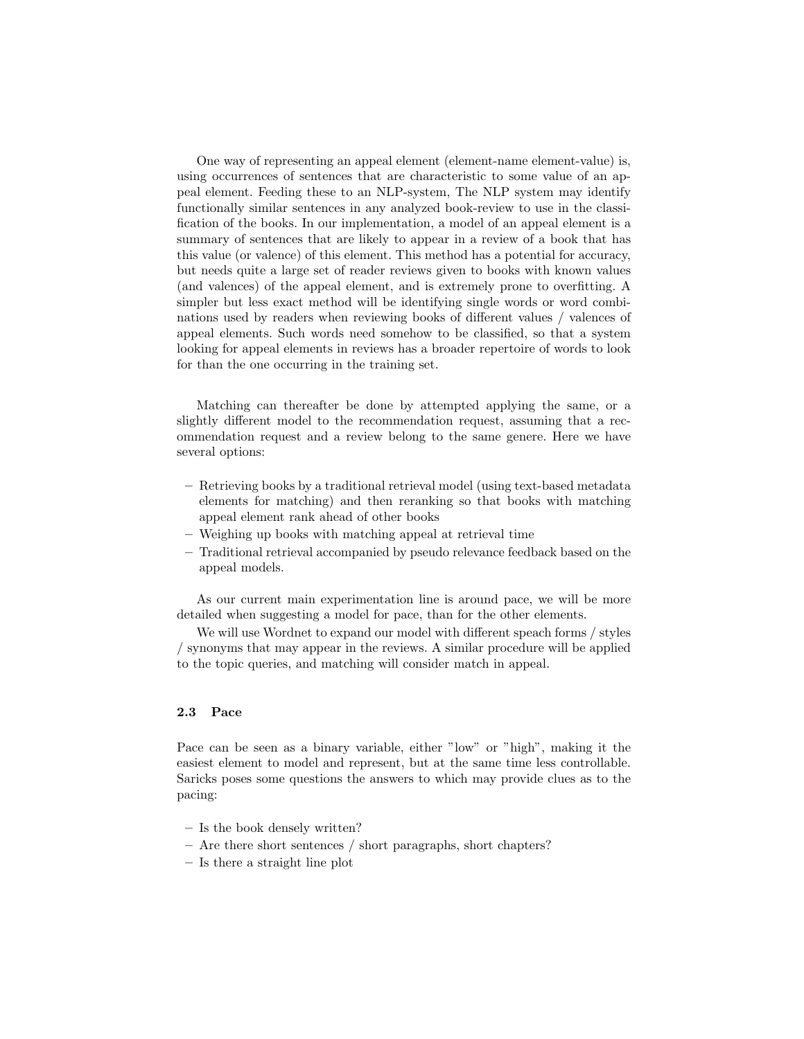One way of representing an appeal element (element-name element-value) is, using occurrences of sentences that are characteristic to some value of an appeal element. Feeding these to an NLP-system, The NLP system may identify functionally similar sentences in any analyzed book-review to use in the classification of the books. In our implementation, a model of an appeal element is a summary of sentences that are likely to appear in a review of a book that has this value (or valence) of this element. This method has a potential for accuracy, but needs quite a large set of reader reviews given to books with known values (and valences) of the appeal element, and is extremely prone to overfitting. A simpler but less exact method will be identifying single words or word combinations used by readers when reviewing books of different values / valences of appeal elements. Such words need somehow to be classified, so that a system looking for appeal elements in reviews has a broader repertoire of words to look for than the one occurring in the training set.

Matching can thereafter be done by attempted applying the same, or a slightly different model to the recommendation request, assuming that a recommendation request and a review belong to the same genere. Here we have several options:

- Retrieving books by a traditional retrieval model (using text-based metadata elements for matching) and then reranking so that books with matching appeal element rank ahead of other books
- Weighing up books with matching appeal at retrieval time
- Traditional retrieval accompanied by pseudo relevance feedback based on the appeal models.

As our current main experimentation line is around pace, we will be more detailed when suggesting a model for pace, than for the other elements.

We will use Wordnet to expand our model with different speach forms / styles / synonyms that may appear in the reviews. A similar procedure will be applied to the topic queries, and matching will consider match in appeal.

### 2.3 Pace

Pace can be seen as a binary variable, either "low" or "high", making it the easiest element to model and represent, but at the same time less controllable. Saricks poses some questions the answers to which may provide clues as to the pacing:

- Is the book densely written?
- Are there short sentences / short paragraphs, short chapters?
- Is there a straight line plot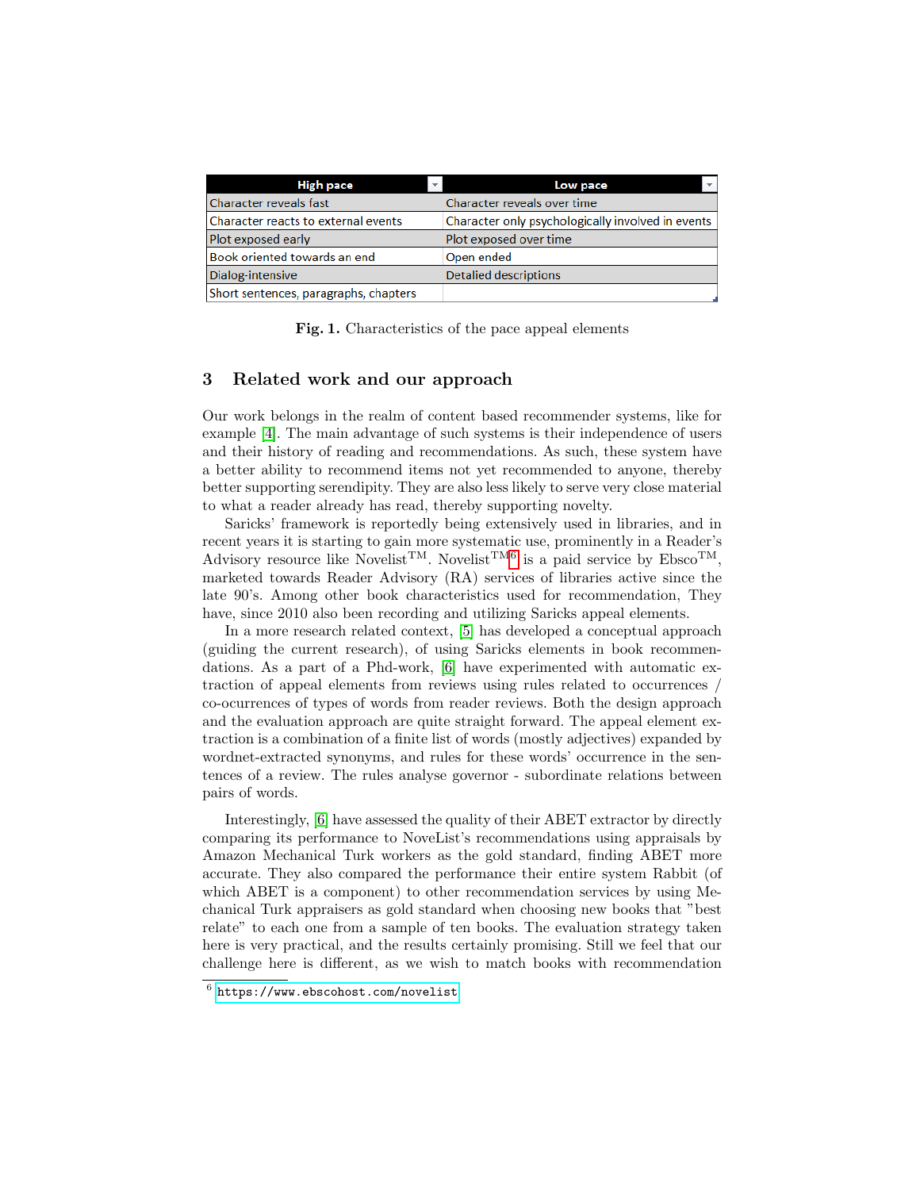| High pace | Low pace |
| --- | --- |
| Character reveals fast | Character reveals over time |
| Character reacts to external events | Character only psychologically involved in events |
| Plot exposed early | Plot exposed over time |
| Book oriented towards an end | Open ended |
| Dialog-intensive | Detalied descriptions |
| Short sentences, paragraphs, chapters | |

**Fig. 1.** Characteristics of the pace appeal elements

## 3 Related work and our approach

Our work belongs in the realm of content based recommender systems, like for example [4]. The main advantage of such systems is their independence of users and their history of reading and recommendations. As such, these system have a better ability to recommend items not yet recommended to anyone, thereby better supporting serendipity. They are also less likely to serve very close material to what a reader already has read, thereby supporting novelty.

Saricks' framework is reportedly being extensively used in libraries, and in recent years it is starting to gain more systematic use, prominently in a Reader's Advisory resource like Novelist™. Novelist™[6] is a paid service by Ebsco™, marketed towards Reader Advisory (RA) services of libraries active since the late 90's. Among other book characteristics used for recommendation, They have, since 2010 also been recording and utilizing Saricks appeal elements.

In a more research related context, [5] has developed a conceptual approach (guiding the current research), of using Saricks elements in book recommendations. As a part of a Phd-work, [6] have experimented with automatic extraction of appeal elements from reviews using rules related to occurrences / co-ocurrences of types of words from reader reviews. Both the design approach and the evaluation approach are quite straight forward. The appeal element extraction is a combination of a finite list of words (mostly adjectives) expanded by wordnet-extracted synonyms, and rules for these words' occurrence in the sentences of a review. The rules analyse governor - subordinate relations between pairs of words.

Interestingly, [6] have assessed the quality of their ABET extractor by directly comparing its performance to NoveList's recommendations using appraisals by Amazon Mechanical Turk workers as the gold standard, finding ABET more accurate. They also compared the performance their entire system Rabbit (of which ABET is a component) to other recommendation services by using Mechanical Turk appraisers as gold standard when choosing new books that "best relate" to each one from a sample of ten books. The evaluation strategy taken here is very practical, and the results certainly promising. Still we feel that our challenge here is different, as we wish to match books with recommendation

[6] https://www.ebscohost.com/novelist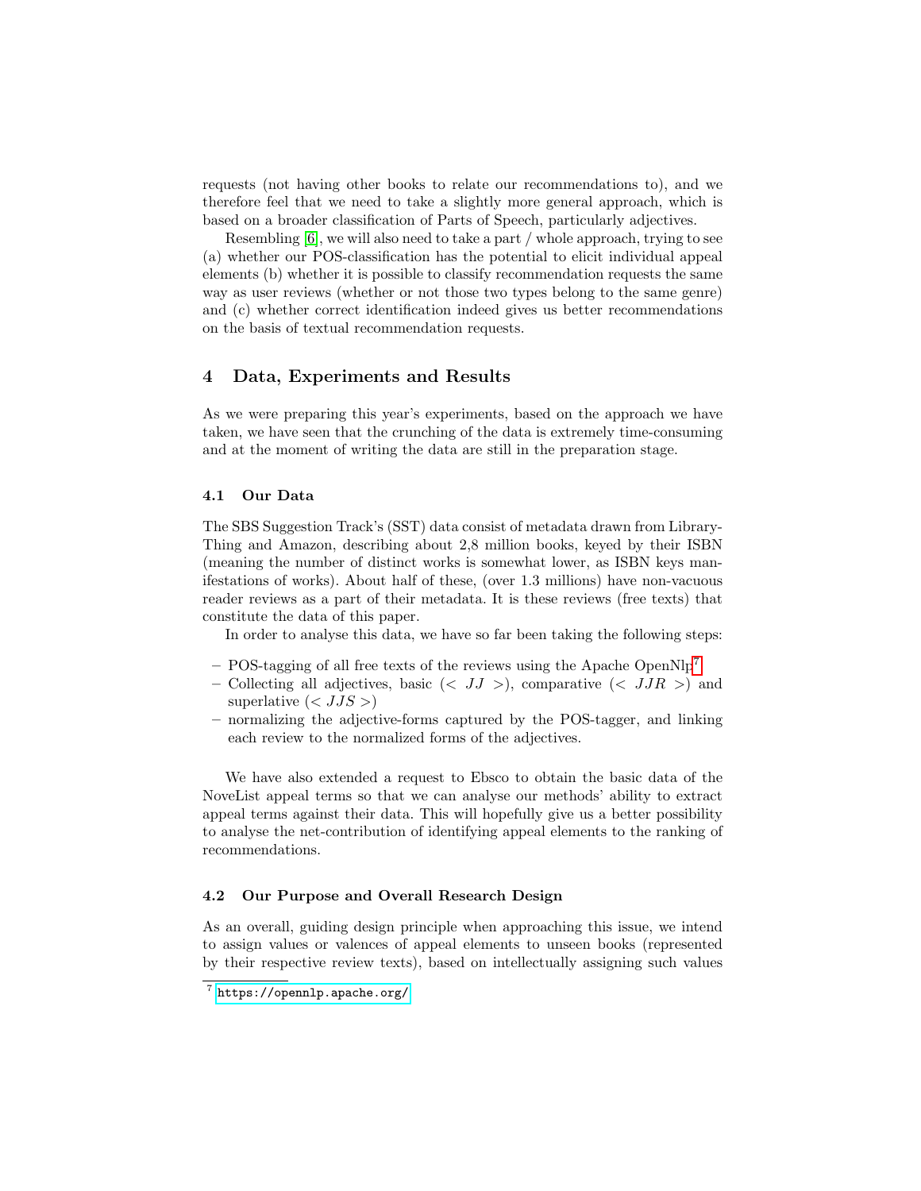requests (not having other books to relate our recommendations to), and we therefore feel that we need to take a slightly more general approach, which is based on a broader classification of Parts of Speech, particularly adjectives.

Resembling [6], we will also need to take a part / whole approach, trying to see (a) whether our POS-classification has the potential to elicit individual appeal elements (b) whether it is possible to classify recommendation requests the same way as user reviews (whether or not those two types belong to the same genre) and (c) whether correct identification indeed gives us better recommendations on the basis of textual recommendation requests.

## 4 Data, Experiments and Results

As we were preparing this year's experiments, based on the approach we have taken, we have seen that the crunching of the data is extremely time-consuming and at the moment of writing the data are still in the preparation stage.

### 4.1 Our Data

The SBS Suggestion Track's (SST) data consist of metadata drawn from LibraryThing and Amazon, describing about 2,8 million books, keyed by their ISBN (meaning the number of distinct works is somewhat lower, as ISBN keys manifestations of works). About half of these, (over 1.3 millions) have non-vacuous reader reviews as a part of their metadata. It is these reviews (free texts) that constitute the data of this paper.

In order to analyse this data, we have so far been taking the following steps:

- POS-tagging of all free texts of the reviews using the Apache OpenNlp[7]
- Collecting all adjectives, basic ($< JJ >$), comparative ($< JJR >$) and superlative ($< JJS >$)
- normalizing the adjective-forms captured by the POS-tagger, and linking each review to the normalized forms of the adjectives.

We have also extended a request to Ebsco to obtain the basic data of the NoveList appeal terms so that we can analyse our methods' ability to extract appeal terms against their data. This will hopefully give us a better possibility to analyse the net-contribution of identifying appeal elements to the ranking of recommendations.

### 4.2 Our Purpose and Overall Research Design

As an overall, guiding design principle when approaching this issue, we intend to assign values or valences of appeal elements to unseen books (represented by their respective review texts), based on intellectually assigning such values

[7] https://opennlp.apache.org/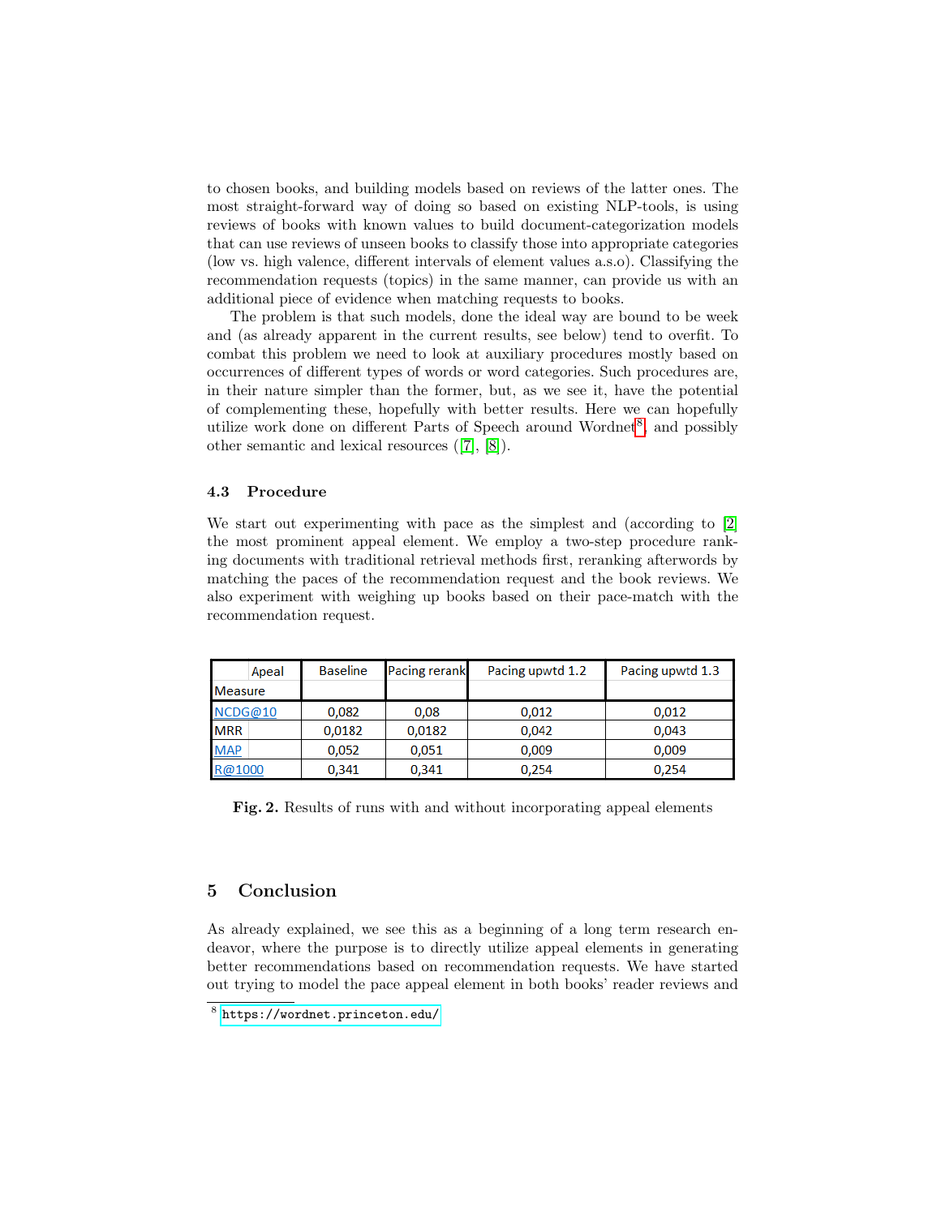to chosen books, and building models based on reviews of the latter ones. The most straight-forward way of doing so based on existing NLP-tools, is using reviews of books with known values to build document-categorization models that can use reviews of unseen books to classify those into appropriate categories (low vs. high valence, different intervals of element values a.s.o). Classifying the recommendation requests (topics) in the same manner, can provide us with an additional piece of evidence when matching requests to books.

The problem is that such models, done the ideal way are bound to be week and (as already apparent in the current results, see below) tend to overfit. To combat this problem we need to look at auxiliary procedures mostly based on occurrences of different types of words or word categories. Such procedures are, in their nature simpler than the former, but, as we see it, have the potential of complementing these, hopefully with better results. Here we can hopefully utilize work done on different Parts of Speech around Wordnet[8] and possibly other semantic and lexical resources ([7], [8]).

### 4.3 Procedure

We start out experimenting with pace as the simplest and (according to [2] the most prominent appeal element. We employ a two-step procedure ranking documents with traditional retrieval methods first, reranking afterwords by matching the paces of the recommendation request and the book reviews. We also experiment with weighing up books based on their pace-match with the recommendation request.

| Apeal / Measure | Baseline | Pacing rerank | Pacing upwtd 1.2 | Pacing upwtd 1.3 |
|---|---|---|---|---|
| NCDG@10 | 0,082 | 0,08 | 0,012 | 0,012 |
| MRR | 0,0182 | 0,0182 | 0,042 | 0,043 |
| MAP | 0,052 | 0,051 | 0,009 | 0,009 |
| R@1000 | 0,341 | 0,341 | 0,254 | 0,254 |

**Fig. 2.** Results of runs with and without incorporating appeal elements

## 5 Conclusion

As already explained, we see this as a beginning of a long term research endeavor, where the purpose is to directly utilize appeal elements in generating better recommendations based on recommendation requests. We have started out trying to model the pace appeal element in both books' reader reviews and

[8] https://wordnet.princeton.edu/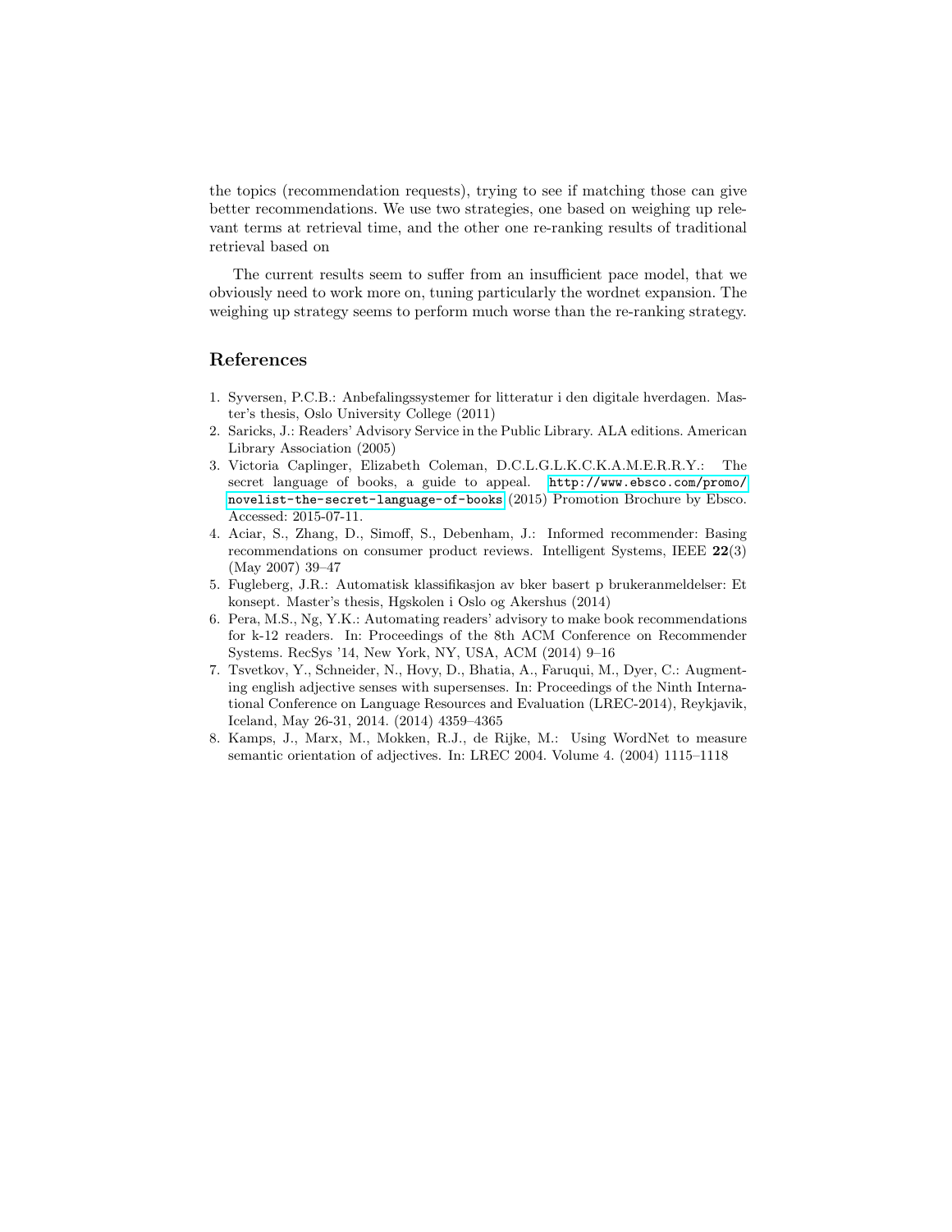the topics (recommendation requests), trying to see if matching those can give better recommendations. We use two strategies, one based on weighing up relevant terms at retrieval time, and the other one re-ranking results of traditional retrieval based on

The current results seem to suffer from an insufficient pace model, that we obviously need to work more on, tuning particularly the wordnet expansion. The weighing up strategy seems to perform much worse than the re-ranking strategy.

## References

1. Syversen, P.C.B.: Anbefalingssystemer for litteratur i den digitale hverdagen. Master's thesis, Oslo University College (2011)
2. Saricks, J.: Readers' Advisory Service in the Public Library. ALA editions. American Library Association (2005)
3. Victoria Caplinger, Elizabeth Coleman, D.C.L.G.L.K.C.K.A.M.E.R.R.Y.: The secret language of books, a guide to appeal. http://www.ebsco.com/promo/novelist-the-secret-language-of-books (2015) Promotion Brochure by Ebsco. Accessed: 2015-07-11.
4. Aciar, S., Zhang, D., Simoff, S., Debenham, J.: Informed recommender: Basing recommendations on consumer product reviews. Intelligent Systems, IEEE **22**(3) (May 2007) 39–47
5. Fugleberg, J.R.: Automatisk klassifikasjon av bker basert p brukeranmeldelser: Et konsept. Master's thesis, Hgskolen i Oslo og Akershus (2014)
6. Pera, M.S., Ng, Y.K.: Automating readers' advisory to make book recommendations for k-12 readers. In: Proceedings of the 8th ACM Conference on Recommender Systems. RecSys '14, New York, NY, USA, ACM (2014) 9–16
7. Tsvetkov, Y., Schneider, N., Hovy, D., Bhatia, A., Faruqui, M., Dyer, C.: Augmenting english adjective senses with supersenses. In: Proceedings of the Ninth International Conference on Language Resources and Evaluation (LREC-2014), Reykjavik, Iceland, May 26-31, 2014. (2014) 4359–4365
8. Kamps, J., Marx, M., Mokken, R.J., de Rijke, M.: Using WordNet to measure semantic orientation of adjectives. In: LREC 2004. Volume 4. (2004) 1115–1118